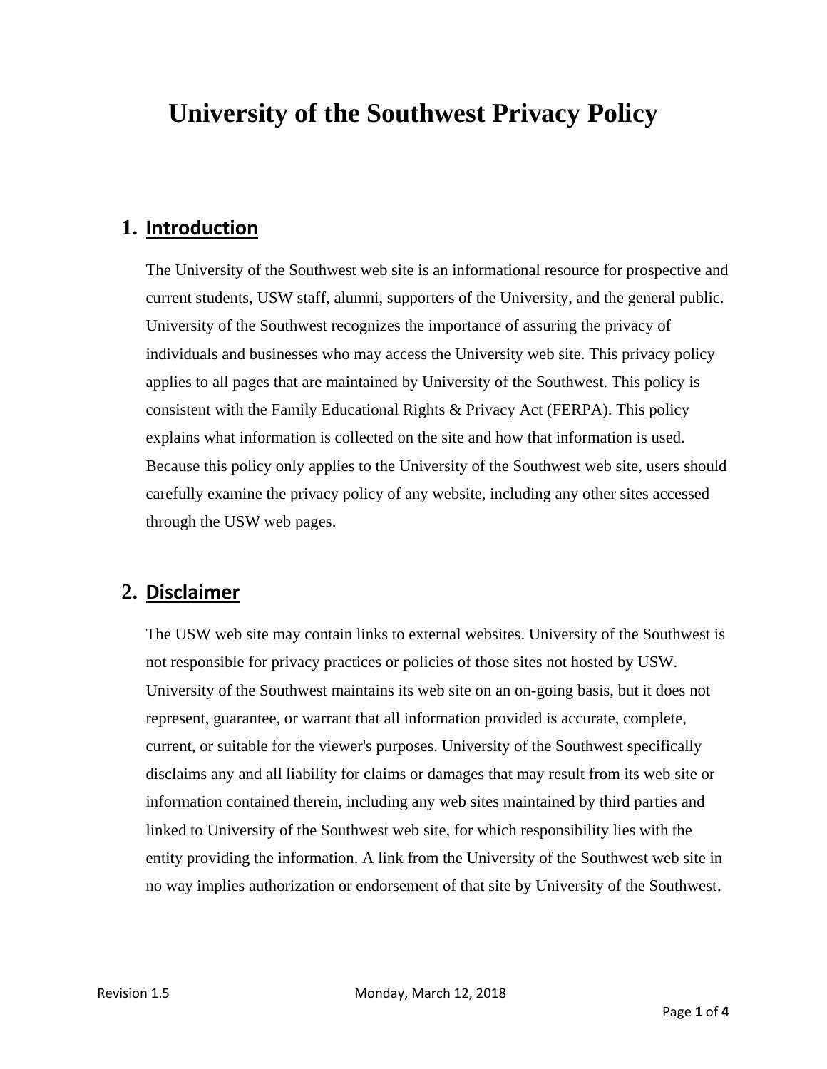# University of the Southwest Privacy Policy

## 1. Introduction

The University of the Southwest web site is an informational resource for prospective and current students, USW staff, alumni, supporters of the University, and the general public. University of the Southwest recognizes the importance of assuring the privacy of individuals and businesses who may access the University web site. This privacy policy applies to all pages that are maintained by University of the Southwest. This policy is consistent with the Family Educational Rights & Privacy Act (FERPA). This policy explains what information is collected on the site and how that information is used. Because this policy only applies to the University of the Southwest web site, users should carefully examine the privacy policy of any website, including any other sites accessed through the USW web pages.

## 2. Disclaimer

The USW web site may contain links to external websites. University of the Southwest is not responsible for privacy practices or policies of those sites not hosted by USW. University of the Southwest maintains its web site on an on-going basis, but it does not represent, guarantee, or warrant that all information provided is accurate, complete, current, or suitable for the viewer's purposes. University of the Southwest specifically disclaims any and all liability for claims or damages that may result from its web site or information contained therein, including any web sites maintained by third parties and linked to University of the Southwest web site, for which responsibility lies with the entity providing the information. A link from the University of the Southwest web site in no way implies authorization or endorsement of that site by University of the Southwest.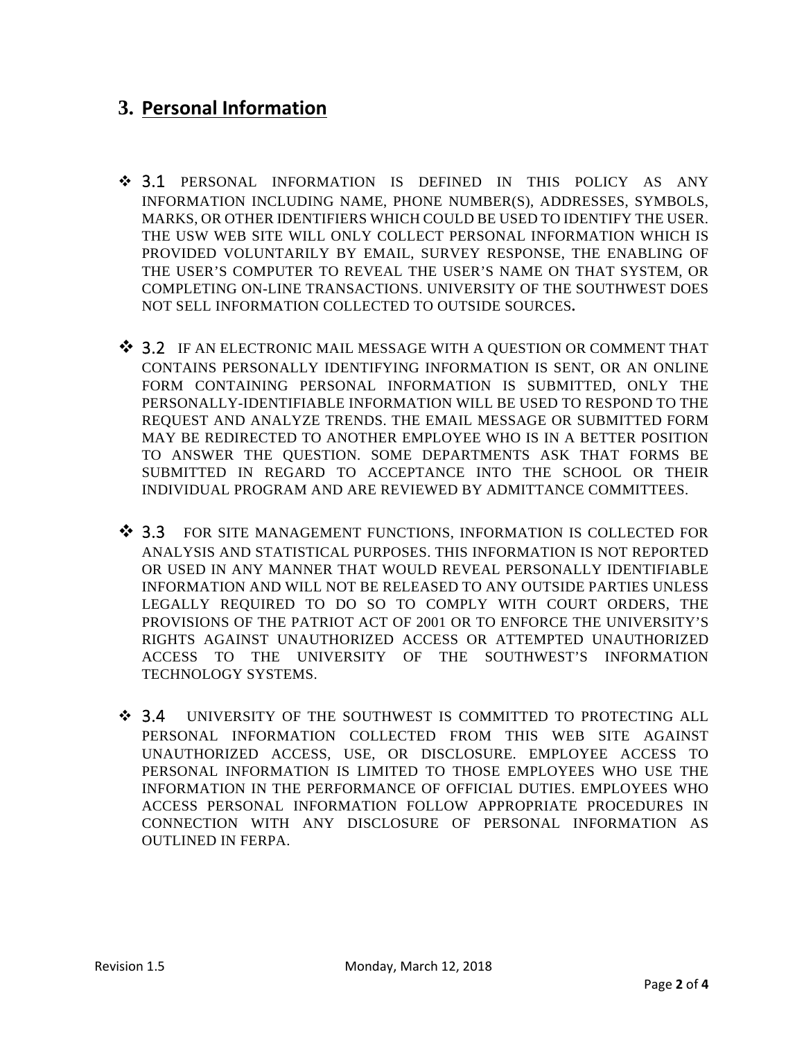## 3. Personal Information

- 3.1 PERSONAL INFORMATION IS DEFINED IN THIS POLICY AS ANY INFORMATION INCLUDING NAME, PHONE NUMBER(S), ADDRESSES, SYMBOLS, MARKS, OR OTHER IDENTIFIERS WHICH COULD BE USED TO IDENTIFY THE USER. THE USW WEB SITE WILL ONLY COLLECT PERSONAL INFORMATION WHICH IS PROVIDED VOLUNTARILY BY EMAIL, SURVEY RESPONSE, THE ENABLING OF THE USER'S COMPUTER TO REVEAL THE USER'S NAME ON THAT SYSTEM, OR COMPLETING ON-LINE TRANSACTIONS. UNIVERSITY OF THE SOUTHWEST DOES NOT SELL INFORMATION COLLECTED TO OUTSIDE SOURCES.

- 3.2 IF AN ELECTRONIC MAIL MESSAGE WITH A QUESTION OR COMMENT THAT CONTAINS PERSONALLY IDENTIFYING INFORMATION IS SENT, OR AN ONLINE FORM CONTAINING PERSONAL INFORMATION IS SUBMITTED, ONLY THE PERSONALLY-IDENTIFIABLE INFORMATION WILL BE USED TO RESPOND TO THE REQUEST AND ANALYZE TRENDS. THE EMAIL MESSAGE OR SUBMITTED FORM MAY BE REDIRECTED TO ANOTHER EMPLOYEE WHO IS IN A BETTER POSITION TO ANSWER THE QUESTION. SOME DEPARTMENTS ASK THAT FORMS BE SUBMITTED IN REGARD TO ACCEPTANCE INTO THE SCHOOL OR THEIR INDIVIDUAL PROGRAM AND ARE REVIEWED BY ADMITTANCE COMMITTEES.

- 3.3 FOR SITE MANAGEMENT FUNCTIONS, INFORMATION IS COLLECTED FOR ANALYSIS AND STATISTICAL PURPOSES. THIS INFORMATION IS NOT REPORTED OR USED IN ANY MANNER THAT WOULD REVEAL PERSONALLY IDENTIFIABLE INFORMATION AND WILL NOT BE RELEASED TO ANY OUTSIDE PARTIES UNLESS LEGALLY REQUIRED TO DO SO TO COMPLY WITH COURT ORDERS, THE PROVISIONS OF THE PATRIOT ACT OF 2001 OR TO ENFORCE THE UNIVERSITY'S RIGHTS AGAINST UNAUTHORIZED ACCESS OR ATTEMPTED UNAUTHORIZED ACCESS TO THE UNIVERSITY OF THE SOUTHWEST'S INFORMATION TECHNOLOGY SYSTEMS.

- 3.4 UNIVERSITY OF THE SOUTHWEST IS COMMITTED TO PROTECTING ALL PERSONAL INFORMATION COLLECTED FROM THIS WEB SITE AGAINST UNAUTHORIZED ACCESS, USE, OR DISCLOSURE. EMPLOYEE ACCESS TO PERSONAL INFORMATION IS LIMITED TO THOSE EMPLOYEES WHO USE THE INFORMATION IN THE PERFORMANCE OF OFFICIAL DUTIES. EMPLOYEES WHO ACCESS PERSONAL INFORMATION FOLLOW APPROPRIATE PROCEDURES IN CONNECTION WITH ANY DISCLOSURE OF PERSONAL INFORMATION AS OUTLINED IN FERPA.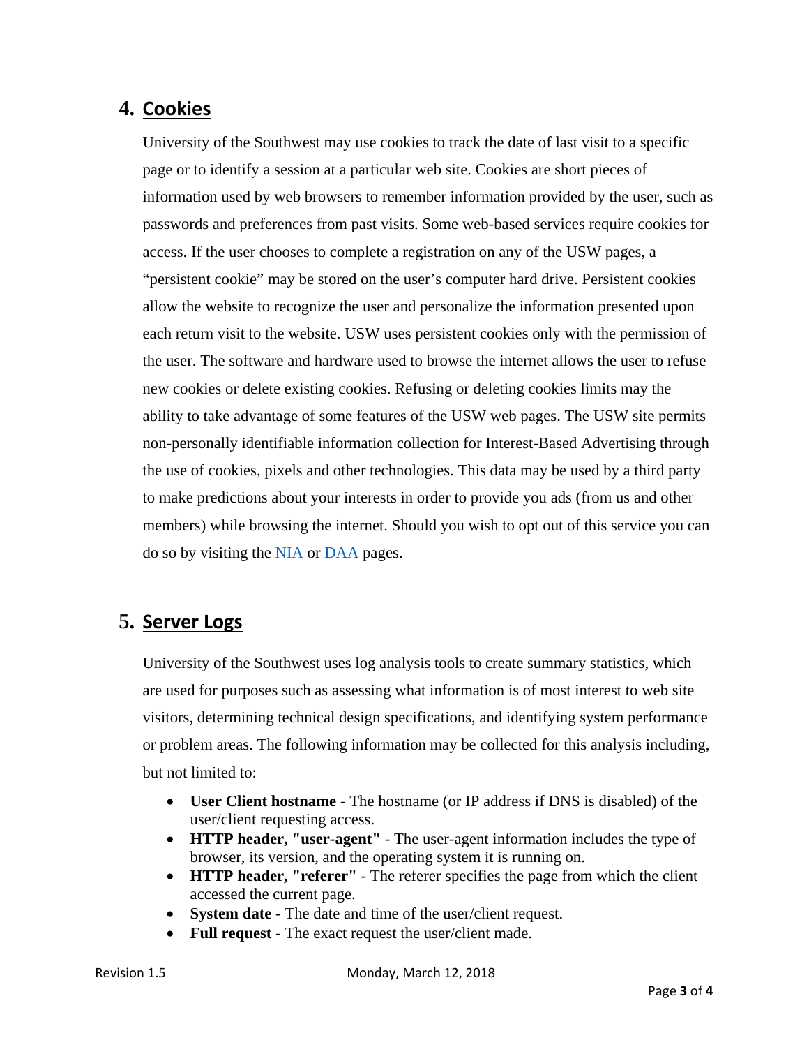## 4. Cookies

University of the Southwest may use cookies to track the date of last visit to a specific page or to identify a session at a particular web site. Cookies are short pieces of information used by web browsers to remember information provided by the user, such as passwords and preferences from past visits. Some web-based services require cookies for access. If the user chooses to complete a registration on any of the USW pages, a "persistent cookie" may be stored on the user's computer hard drive. Persistent cookies allow the website to recognize the user and personalize the information presented upon each return visit to the website. USW uses persistent cookies only with the permission of the user. The software and hardware used to browse the internet allows the user to refuse new cookies or delete existing cookies. Refusing or deleting cookies limits may the ability to take advantage of some features of the USW web pages. The USW site permits non-personally identifiable information collection for Interest-Based Advertising through the use of cookies, pixels and other technologies. This data may be used by a third party to make predictions about your interests in order to provide you ads (from us and other members) while browsing the internet. Should you wish to opt out of this service you can do so by visiting the NIA or DAA pages.

## 5. Server Logs

University of the Southwest uses log analysis tools to create summary statistics, which are used for purposes such as assessing what information is of most interest to web site visitors, determining technical design specifications, and identifying system performance or problem areas. The following information may be collected for this analysis including, but not limited to:

- **User Client hostname** - The hostname (or IP address if DNS is disabled) of the user/client requesting access.
- **HTTP header, "user-agent"** - The user-agent information includes the type of browser, its version, and the operating system it is running on.
- **HTTP header, "referer"** - The referer specifies the page from which the client accessed the current page.
- **System date** - The date and time of the user/client request.
- **Full request** - The exact request the user/client made.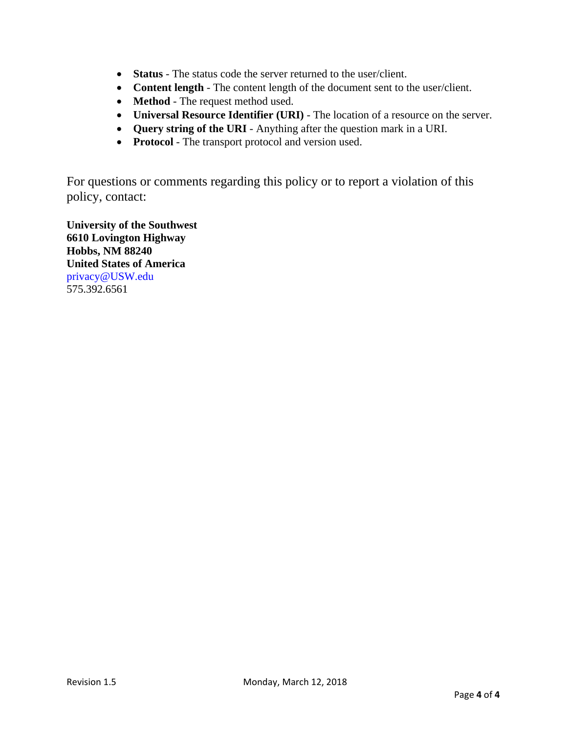- **Status** - The status code the server returned to the user/client.
- **Content length** - The content length of the document sent to the user/client.
- **Method** - The request method used.
- **Universal Resource Identifier (URI)** - The location of a resource on the server.
- **Query string of the URI** - Anything after the question mark in a URI.
- **Protocol** - The transport protocol and version used.

For questions or comments regarding this policy or to report a violation of this policy, contact:

**University of the Southwest**
**6610 Lovington Highway**
**Hobbs, NM 88240**
**United States of America**
privacy@USW.edu
575.392.6561